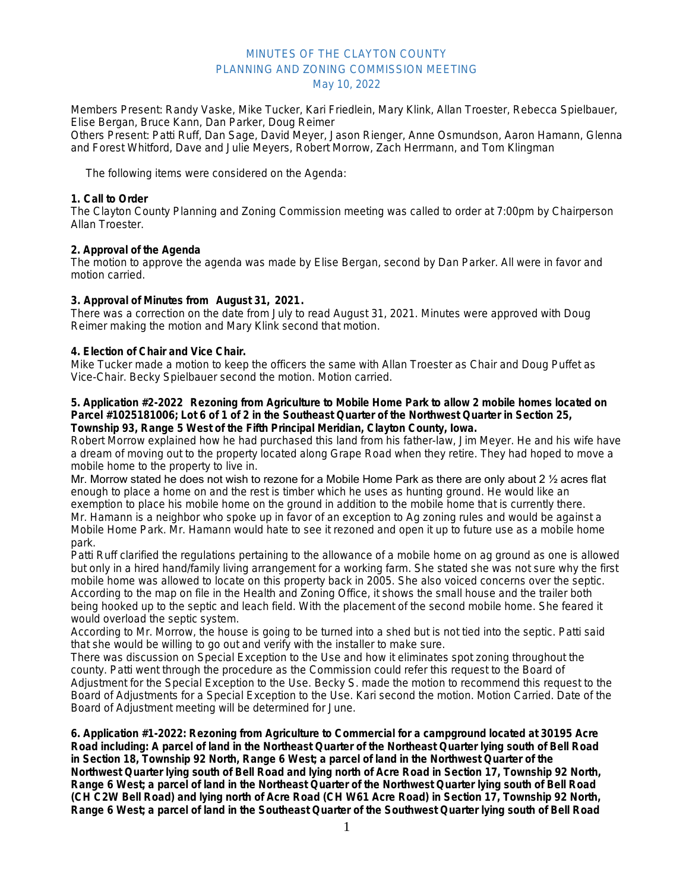# MINUTES OF THE CLAYTON COUNTY PLANNING AND ZONING COMMISSION MEETING

May 10, 2022

Members Present: Randy Vaske, Mike Tucker, Kari Friedlein, Mary Klink, Allan Troester, Rebecca Spielbauer, Elise Bergan, Bruce Kann, Dan Parker, Doug Reimer

Others Present: Patti Ruff, Dan Sage, David Meyer, Jason Rienger, Anne Osmundson, Aaron Hamann, Glenna and Forest Whitford, Dave and Julie Meyers, Robert Morrow, Zach Herrmann, and Tom Klingman

The following items were considered on the Agenda:

**1. Call to Order**

The Clayton County Planning and Zoning Commission meeting was called to order at 7:00pm by Chairperson Allan Troester.

**2. Approval of the Agenda**

The motion to approve the agenda was made by Elise Bergan, second by Dan Parker. All were in favor and motion carried.

**3. Approval of Minutes from August 31, 2021.**

There was a correction on the date from July to read August 31, 2021. Minutes were approved with Doug Reimer making the motion and Mary Klink second that motion.

**4. Election of Chair and Vice Chair.**

Mike Tucker made a motion to keep the officers the same with Allan Troester as Chair and Doug Puffet as Vice-Chair. Becky Spielbauer second the motion. Motion carried.

**5. Application #2-2022 Rezoning from Agriculture to Mobile Home Park to allow 2 mobile homes located on Parcel #1025181006; Lot 6 of 1 of 2 in the Southeast Quarter of the Northwest Quarter in Section 25, Township 93, Range 5 West of the Fifth Principal Meridian, Clayton County, Iowa.**

Robert Morrow explained how he had purchased this land from his father-law, Jim Meyer. He and his wife have a dream of moving out to the property located along Grape Road when they retire. They had hoped to move a mobile home to the property to live in.

Mr. Morrow stated he does not wish to rezone for a Mobile Home Park as there are only about 2 ½ acres flat enough to place a home on and the rest is timber which he uses as hunting ground. He would like an exemption to place his mobile home on the ground in addition to the mobile home that is currently there.

Mr. Hamann is a neighbor who spoke up in favor of an exception to Ag zoning rules and would be against a Mobile Home Park. Mr. Hamann would hate to see it rezoned and open it up to future use as a mobile home park.

Patti Ruff clarified the regulations pertaining to the allowance of a mobile home on ag ground as one is allowed but only in a hired hand/family living arrangement for a working farm. She stated she was not sure why the first mobile home was allowed to locate on this property back in 2005. She also voiced concerns over the septic. According to the map on file in the Health and Zoning Office, it shows the small house and the trailer both being hooked up to the septic and leach field. With the placement of the second mobile home. She feared it would overload the septic system.

According to Mr. Morrow, the house is going to be turned into a shed but is not tied into the septic. Patti said that she would be willing to go out and verify with the installer to make sure.

There was discussion on Special Exception to the Use and how it eliminates spot zoning throughout the county. Patti went through the procedure as the Commission could refer this request to the Board of Adjustment for the Special Exception to the Use. Becky S. made the motion to recommend this request to the Board of Adjustments for a Special Exception to the Use. Kari second the motion. Motion Carried. Date of the Board of Adjustment meeting will be determined for June.

**6. Application #1-2022: Rezoning from Agriculture to Commercial for a campground located at 30195 Acre Road including: A parcel of land in the Northeast Quarter of the Northeast Quarter lying south of Bell Road in Section 18, Township 92 North, Range 6 West; a parcel of land in the Northwest Quarter of the Northwest Quarter lying south of Bell Road and lying north of Acre Road in Section 17, Township 92 North, Range 6 West; a parcel of land in the Northeast Quarter of the Northwest Quarter lying south of Bell Road (CH C2W Bell Road) and lying north of Acre Road (CH W61 Acre Road) in Section 17, Township 92 North, Range 6 West; a parcel of land in the Southeast Quarter of the Southwest Quarter lying south of Bell Road**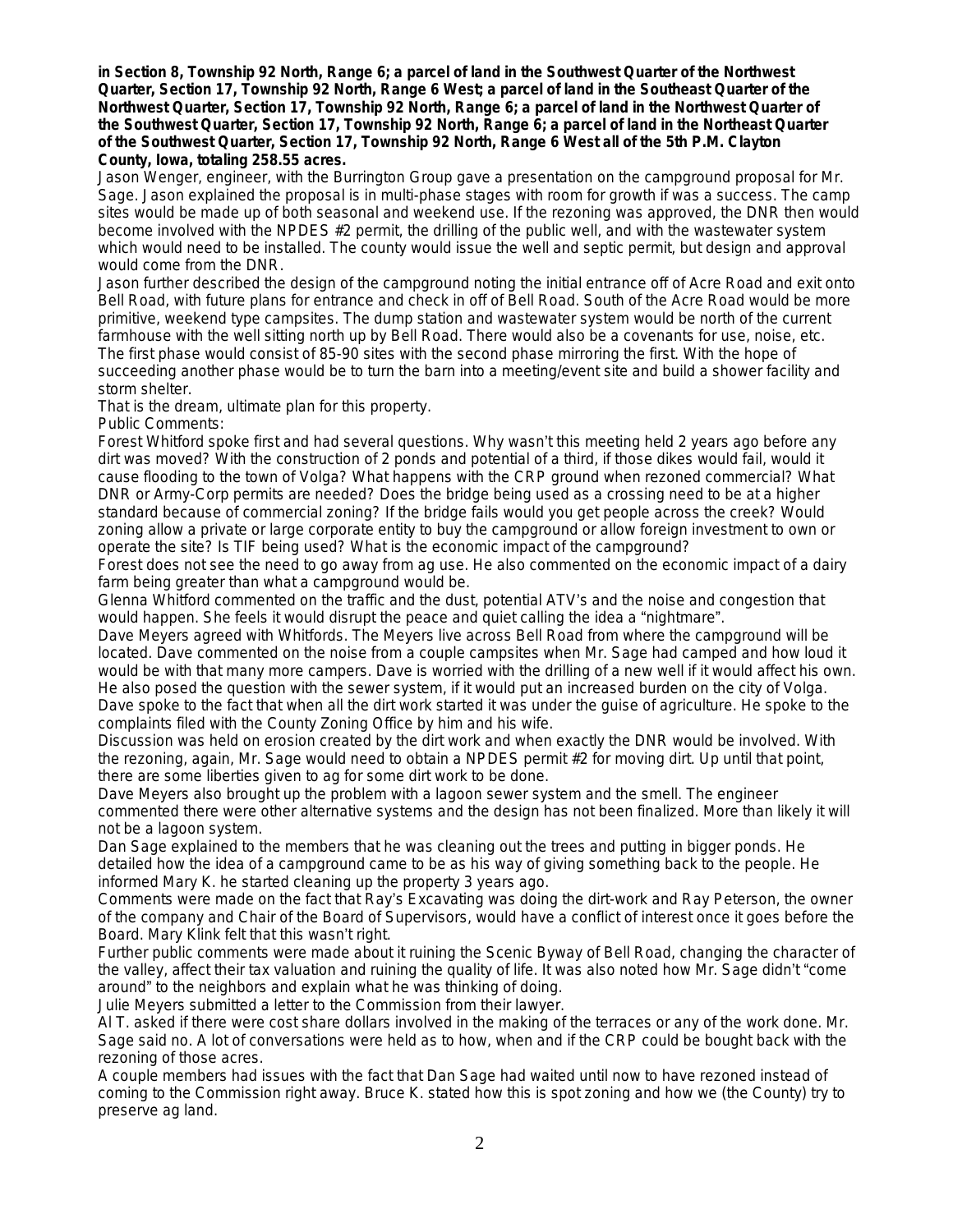**in Section 8, Township 92 North, Range 6; a parcel of land in the Southwest Quarter of the Northwest Quarter, Section 17, Township 92 North, Range 6 West; a parcel of land in the Southeast Quarter of the Northwest Quarter, Section 17, Township 92 North, Range 6; a parcel of land in the Northwest Quarter of the Southwest Quarter, Section 17, Township 92 North, Range 6; a parcel of land in the Northeast Quarter of the Southwest Quarter, Section 17, Township 92 North, Range 6 West all of the 5th P.M. Clayton County, Iowa, totaling 258.55 acres.**

Jason Wenger, engineer, with the Burrington Group gave a presentation on the campground proposal for Mr. Sage. Jason explained the proposal is in multi-phase stages with room for growth if was a success. The camp sites would be made up of both seasonal and weekend use. If the rezoning was approved, the DNR then would become involved with the NPDES #2 permit, the drilling of the public well, and with the wastewater system which would need to be installed. The county would issue the well and septic permit, but design and approval would come from the DNR.

Jason further described the design of the campground noting the initial entrance off of Acre Road and exit onto Bell Road, with future plans for entrance and check in off of Bell Road. South of the Acre Road would be more primitive, weekend type campsites. The dump station and wastewater system would be north of the current farmhouse with the well sitting north up by Bell Road. There would also be a covenants for use, noise, etc. The first phase would consist of 85-90 sites with the second phase mirroring the first. With the hope of succeeding another phase would be to turn the barn into a meeting/event site and build a shower facility and storm shelter.

That is the dream, ultimate plan for this property.

Public Comments:

Forest Whitford spoke first and had several questions. Why wasn't this meeting held 2 years ago before any dirt was moved? With the construction of 2 ponds and potential of a third, if those dikes would fail, would it cause flooding to the town of Volga? What happens with the CRP ground when rezoned commercial? What DNR or Army-Corp permits are needed? Does the bridge being used as a crossing need to be at a higher standard because of commercial zoning? If the bridge fails would you get people across the creek? Would zoning allow a private or large corporate entity to buy the campground or allow foreign investment to own or operate the site? Is TIF being used? What is the economic impact of the campground?

Forest does not see the need to go away from ag use. He also commented on the economic impact of a dairy farm being greater than what a campground would be.

Glenna Whitford commented on the traffic and the dust, potential ATV's and the noise and congestion that would happen. She feels it would disrupt the peace and quiet calling the idea a "nightmare".

Dave Meyers agreed with Whitfords. The Meyers live across Bell Road from where the campground will be located. Dave commented on the noise from a couple campsites when Mr. Sage had camped and how loud it would be with that many more campers. Dave is worried with the drilling of a new well if it would affect his own. He also posed the question with the sewer system, if it would put an increased burden on the city of Volga. Dave spoke to the fact that when all the dirt work started it was under the guise of agriculture. He spoke to the complaints filed with the County Zoning Office by him and his wife.

Discussion was held on erosion created by the dirt work and when exactly the DNR would be involved. With the rezoning, again, Mr. Sage would need to obtain a NPDES permit #2 for moving dirt. Up until that point, there are some liberties given to ag for some dirt work to be done.

Dave Meyers also brought up the problem with a lagoon sewer system and the smell. The engineer commented there were other alternative systems and the design has not been finalized. More than likely it will not be a lagoon system.

Dan Sage explained to the members that he was cleaning out the trees and putting in bigger ponds. He detailed how the idea of a campground came to be as his way of giving something back to the people. He informed Mary K. he started cleaning up the property 3 years ago.

Comments were made on the fact that Ray's Excavating was doing the dirt-work and Ray Peterson, the owner of the company and Chair of the Board of Supervisors, would have a conflict of interest once it goes before the Board. Mary Klink felt that this wasn't right.

Further public comments were made about it ruining the Scenic Byway of Bell Road, changing the character of the valley, affect their tax valuation and ruining the quality of life. It was also noted how Mr. Sage didn't "come around" to the neighbors and explain what he was thinking of doing.

Julie Meyers submitted a letter to the Commission from their lawyer.

Al T. asked if there were cost share dollars involved in the making of the terraces or any of the work done. Mr. Sage said no. A lot of conversations were held as to how, when and if the CRP could be bought back with the rezoning of those acres.

A couple members had issues with the fact that Dan Sage had waited until now to have rezoned instead of coming to the Commission right away. Bruce K. stated how this is spot zoning and how we (the County) try to preserve ag land.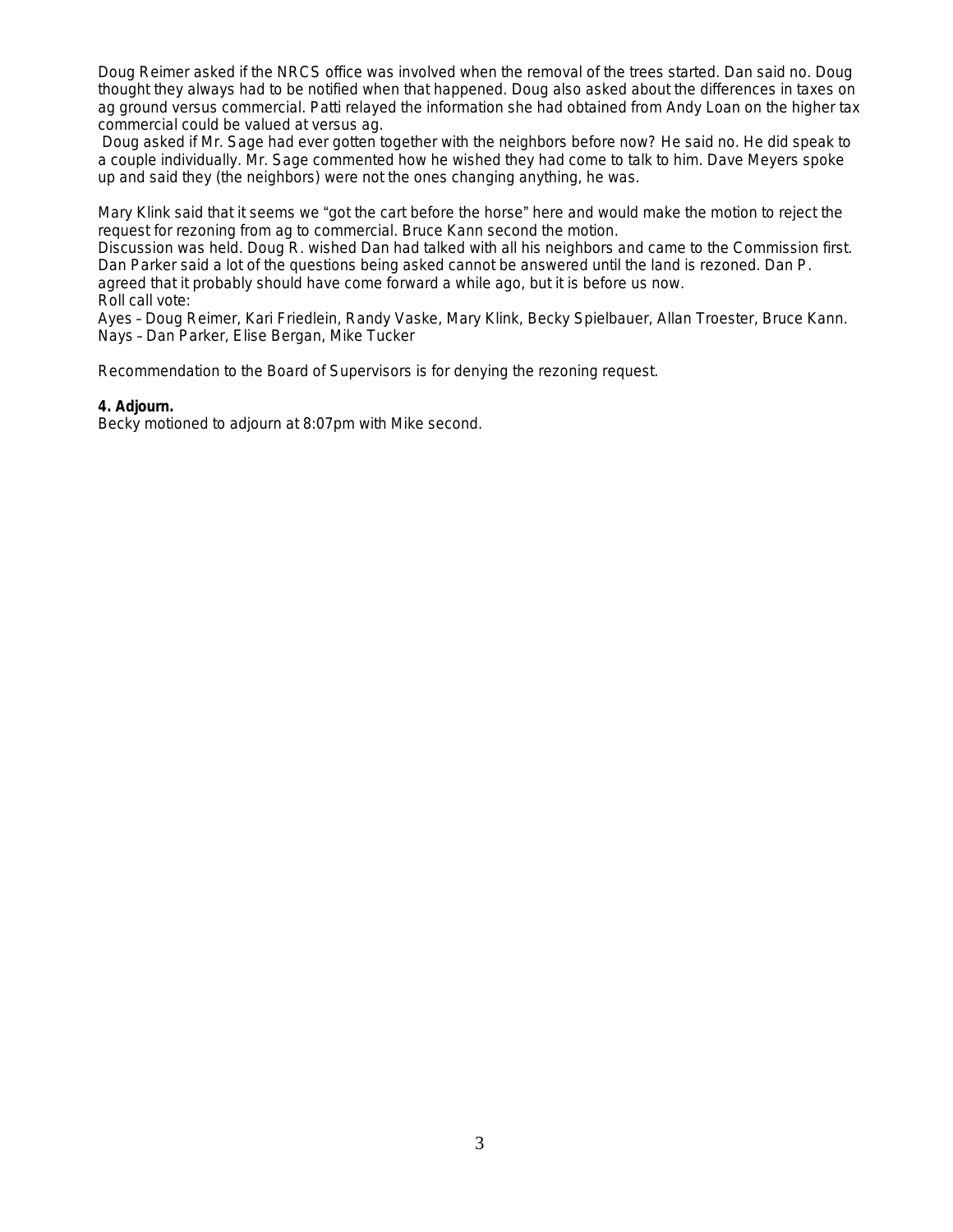Doug Reimer asked if the NRCS office was involved when the removal of the trees started. Dan said no. Doug thought they always had to be notified when that happened. Doug also asked about the differences in taxes on ag ground versus commercial. Patti relayed the information she had obtained from Andy Loan on the higher tax commercial could be valued at versus ag.

Doug asked if Mr. Sage had ever gotten together with the neighbors before now? He said no. He did speak to a couple individually. Mr. Sage commented how he wished they had come to talk to him. Dave Meyers spoke up and said they (the neighbors) were not the ones changing anything, he was.

Mary Klink said that it seems we "got the cart before the horse" here and would make the motion to reject the request for rezoning from ag to commercial. Bruce Kann second the motion.
Discussion was held. Doug R. wished Dan had talked with all his neighbors and came to the Commission first. Dan Parker said a lot of the questions being asked cannot be answered until the land is rezoned. Dan P. agreed that it probably should have come forward a while ago, but it is before us now.
Roll call vote:
Ayes – Doug Reimer, Kari Friedlein, Randy Vaske, Mary Klink, Becky Spielbauer, Allan Troester, Bruce Kann.
Nays – Dan Parker, Elise Bergan, Mike Tucker

Recommendation to the Board of Supervisors is for denying the rezoning request.

**4. Adjourn.**
Becky motioned to adjourn at 8:07pm with Mike second.